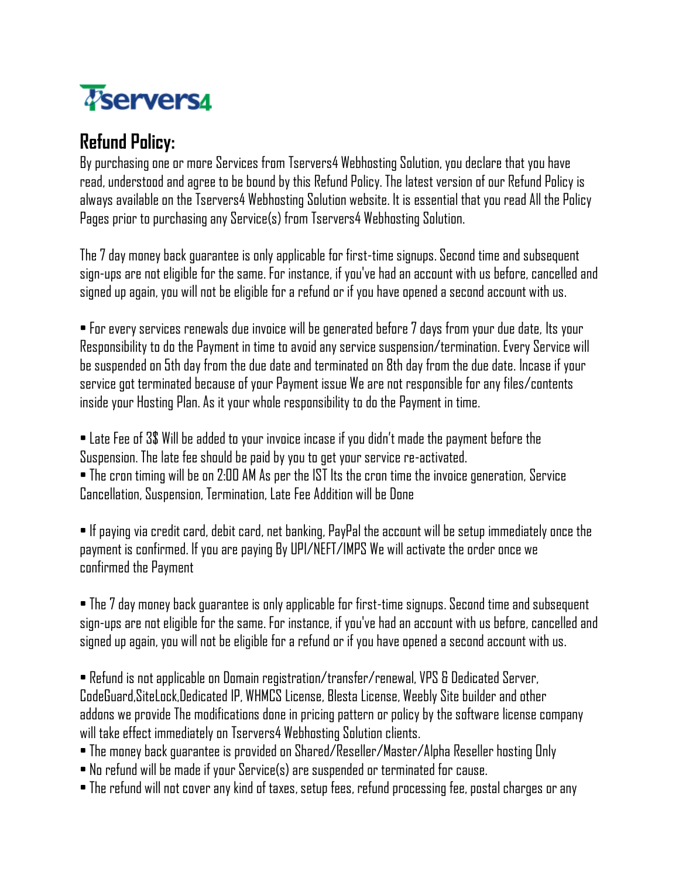Tservers4

## Refund Policy:

By purchasing one or more Services from Tservers4 Webhosting Solution, you declare that you have read, understood and agree to be bound by this Refund Policy. The latest version of our Refund Policy is always available on the Tservers4 Webhosting Solution website. It is essential that you read All the Policy Pages prior to purchasing any Service(s) from Tservers4 Webhosting Solution.

The 7 day money back guarantee is only applicable for first-time signups. Second time and subsequent sign-ups are not eligible for the same. For instance, if you've had an account with us before, cancelled and signed up again, you will not be eligible for a refund or if you have opened a second account with us.

- For every services renewals due invoice will be generated before 7 days from your due date, Its your Responsibility to do the Payment in time to avoid any service suspension/termination. Every Service will be suspended on 5th day from the due date and terminated on 8th day from the due date. Incase if your service got terminated because of your Payment issue We are not responsible for any files/contents inside your Hosting Plan. As it your whole responsibility to do the Payment in time.

- Late Fee of 3$ Will be added to your invoice incase if you didn't made the payment before the Suspension. The late fee should be paid by you to get your service re-activated.
- The cron timing will be on 2:00 AM As per the IST Its the cron time the invoice generation, Service Cancellation, Suspension, Termination, Late Fee Addition will be Done

- If paying via credit card, debit card, net banking, PayPal the account will be setup immediately once the payment is confirmed. If you are paying By UPI/NEFT/IMPS We will activate the order once we confirmed the Payment

- The 7 day money back guarantee is only applicable for first-time signups. Second time and subsequent sign-ups are not eligible for the same. For instance, if you've had an account with us before, cancelled and signed up again, you will not be eligible for a refund or if you have opened a second account with us.

- Refund is not applicable on Domain registration/transfer/renewal, VPS & Dedicated Server, CodeGuard,SiteLock,Dedicated IP, WHMCS License, Blesta License, Weebly Site builder and other addons we provide The modifications done in pricing pattern or policy by the software license company will take effect immediately on Tservers4 Webhosting Solution clients.
- The money back guarantee is provided on Shared/Reseller/Master/Alpha Reseller hosting Only
- No refund will be made if your Service(s) are suspended or terminated for cause.
- The refund will not cover any kind of taxes, setup fees, refund processing fee, postal charges or any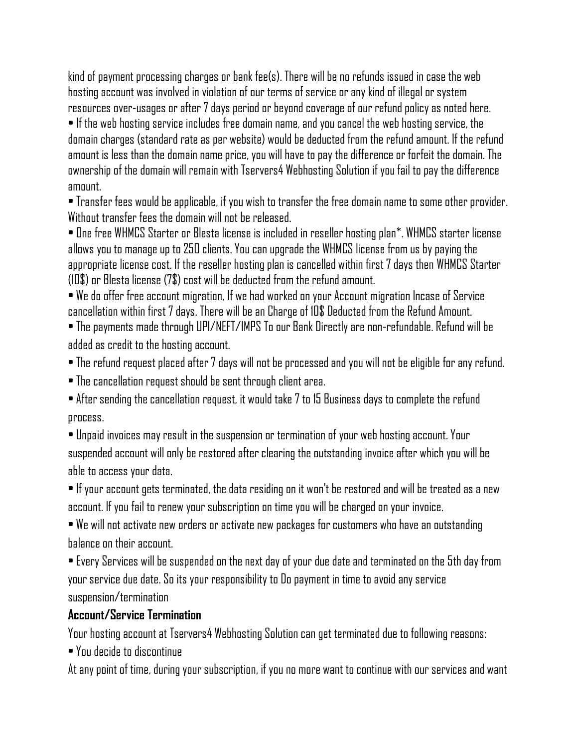kind of payment processing charges or bank fee(s). There will be no refunds issued in case the web hosting account was involved in violation of our terms of service or any kind of illegal or system resources over-usages or after 7 days period or beyond coverage of our refund policy as noted here.

- If the web hosting service includes free domain name, and you cancel the web hosting service, the domain charges (standard rate as per website) would be deducted from the refund amount. If the refund amount is less than the domain name price, you will have to pay the difference or forfeit the domain. The ownership of the domain will remain with Tservers4 Webhosting Solution if you fail to pay the difference amount.
- Transfer fees would be applicable, if you wish to transfer the free domain name to some other provider. Without transfer fees the domain will not be released.
- One free WHMCS Starter or Blesta license is included in reseller hosting plan*. WHMCS starter license allows you to manage up to 250 clients. You can upgrade the WHMCS license from us by paying the appropriate license cost. If the reseller hosting plan is cancelled within first 7 days then WHMCS Starter (10$) or Blesta license (7$) cost will be deducted from the refund amount.
- We do offer free account migration, If we had worked on your Account migration Incase of Service cancellation within first 7 days. There will be an Charge of 10$ Deducted from the Refund Amount.
- The payments made through UPI/NEFT/IMPS To our Bank Directly are non-refundable. Refund will be added as credit to the hosting account.
- The refund request placed after 7 days will not be processed and you will not be eligible for any refund.
- The cancellation request should be sent through client area.
- After sending the cancellation request, it would take 7 to 15 Business days to complete the refund process.
- Unpaid invoices may result in the suspension or termination of your web hosting account. Your suspended account will only be restored after clearing the outstanding invoice after which you will be able to access your data.
- If your account gets terminated, the data residing on it won't be restored and will be treated as a new account. If you fail to renew your subscription on time you will be charged on your invoice.
- We will not activate new orders or activate new packages for customers who have an outstanding balance on their account.
- Every Services will be suspended on the next day of your due date and terminated on the 5th day from your service due date. So its your responsibility to Do payment in time to avoid any service suspension/termination

**Account/Service Termination**

Your hosting account at Tservers4 Webhosting Solution can get terminated due to following reasons:

- You decide to discontinue

At any point of time, during your subscription, if you no more want to continue with our services and want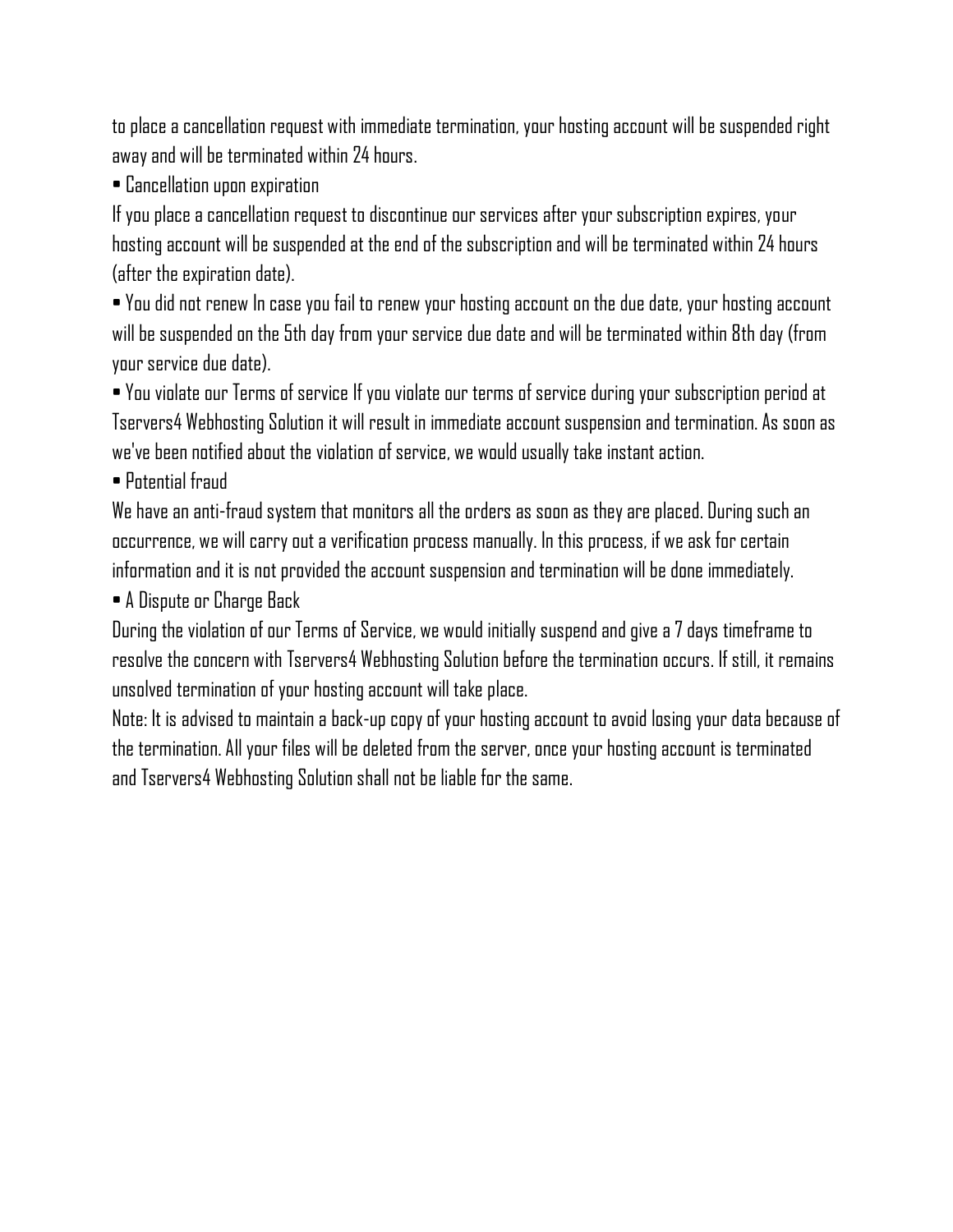to place a cancellation request with immediate termination, your hosting account will be suspended right away and will be terminated within 24 hours.

• Cancellation upon expiration

If you place a cancellation request to discontinue our services after your subscription expires, your hosting account will be suspended at the end of the subscription and will be terminated within 24 hours (after the expiration date).

• You did not renew In case you fail to renew your hosting account on the due date, your hosting account will be suspended on the 5th day from your service due date and will be terminated within 8th day (from your service due date).

• You violate our Terms of service If you violate our terms of service during your subscription period at Tservers4 Webhosting Solution it will result in immediate account suspension and termination. As soon as we've been notified about the violation of service, we would usually take instant action.

• Potential fraud

We have an anti-fraud system that monitors all the orders as soon as they are placed. During such an occurrence, we will carry out a verification process manually. In this process, if we ask for certain information and it is not provided the account suspension and termination will be done immediately.

• A Dispute or Charge Back

During the violation of our Terms of Service, we would initially suspend and give a 7 days timeframe to resolve the concern with Tservers4 Webhosting Solution before the termination occurs. If still, it remains unsolved termination of your hosting account will take place.

Note: It is advised to maintain a back-up copy of your hosting account to avoid losing your data because of the termination. All your files will be deleted from the server, once your hosting account is terminated and Tservers4 Webhosting Solution shall not be liable for the same.